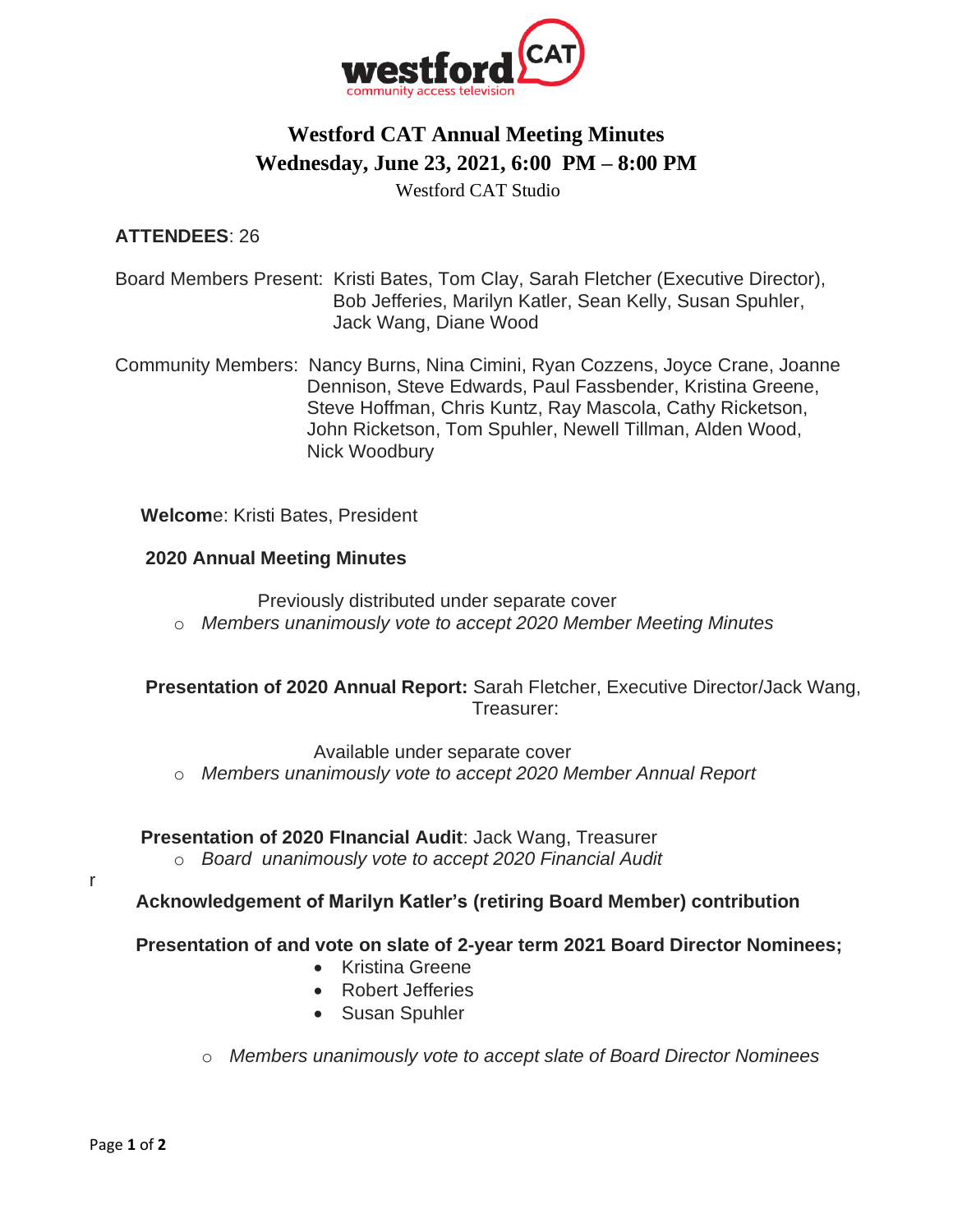westford CAT
community access television

# Westford CAT Annual Meeting Minutes
## Wednesday, June 23, 2021, 6:00 PM – 8:00 PM
Westford CAT Studio

**ATTENDEES**: 26

Board Members Present: Kristi Bates, Tom Clay, Sarah Fletcher (Executive Director), Bob Jefferies, Marilyn Katler, Sean Kelly, Susan Spuhler, Jack Wang, Diane Wood

Community Members: Nancy Burns, Nina Cimini, Ryan Cozzens, Joyce Crane, Joanne Dennison, Steve Edwards, Paul Fassbender, Kristina Greene, Steve Hoffman, Chris Kuntz, Ray Mascola, Cathy Ricketson, John Ricketson, Tom Spuhler, Newell Tillman, Alden Wood, Nick Woodbury

**Welcom**e: Kristi Bates, President

**2020 Annual Meeting Minutes**

Previously distributed under separate cover

- *Members unanimously vote to accept 2020 Member Meeting Minutes*

**Presentation of 2020 Annual Report:** Sarah Fletcher, Executive Director/Jack Wang, Treasurer:

Available under separate cover

- *Members unanimously vote to accept 2020 Member Annual Report*

**Presentation of 2020 FInancial Audit**: Jack Wang, Treasurer

- *Board unanimously vote to accept 2020 Financial Audit*

r

**Acknowledgement of Marilyn Katler's (retiring Board Member) contribution**

**Presentation of and vote on slate of 2-year term 2021 Board Director Nominees;**

- Kristina Greene
- Robert Jefferies
- Susan Spuhler

- *Members unanimously vote to accept slate of Board Director Nominees*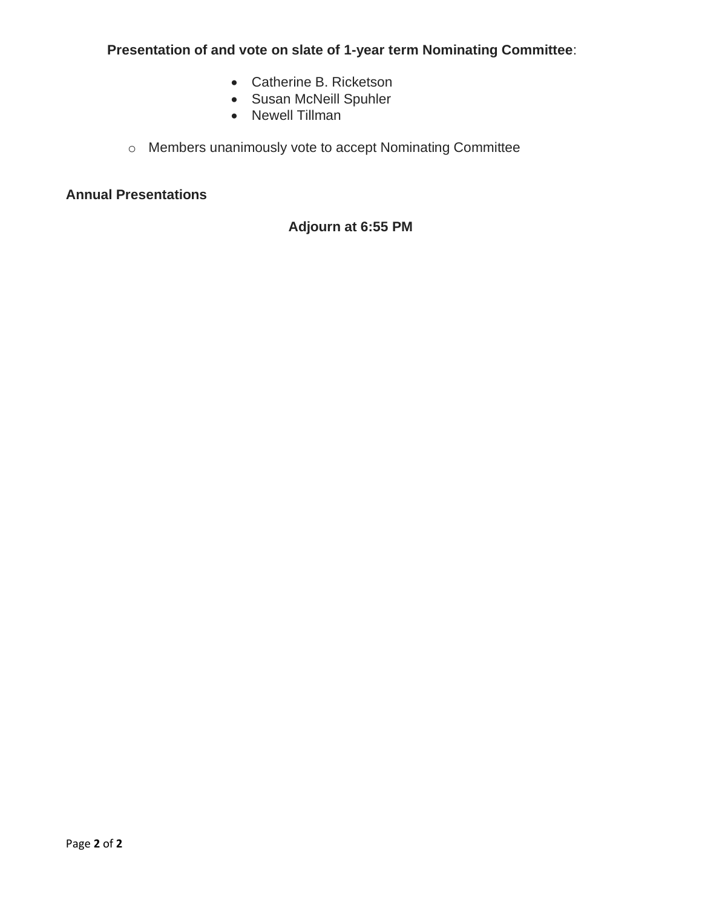**Presentation of and vote on slate of 1-year term Nominating Committee**:

- Catherine B. Ricketson
- Susan McNeill Spuhler
- Newell Tillman

  - Members unanimously vote to accept Nominating Committee

**Annual Presentations**

**Adjourn at 6:55 PM**